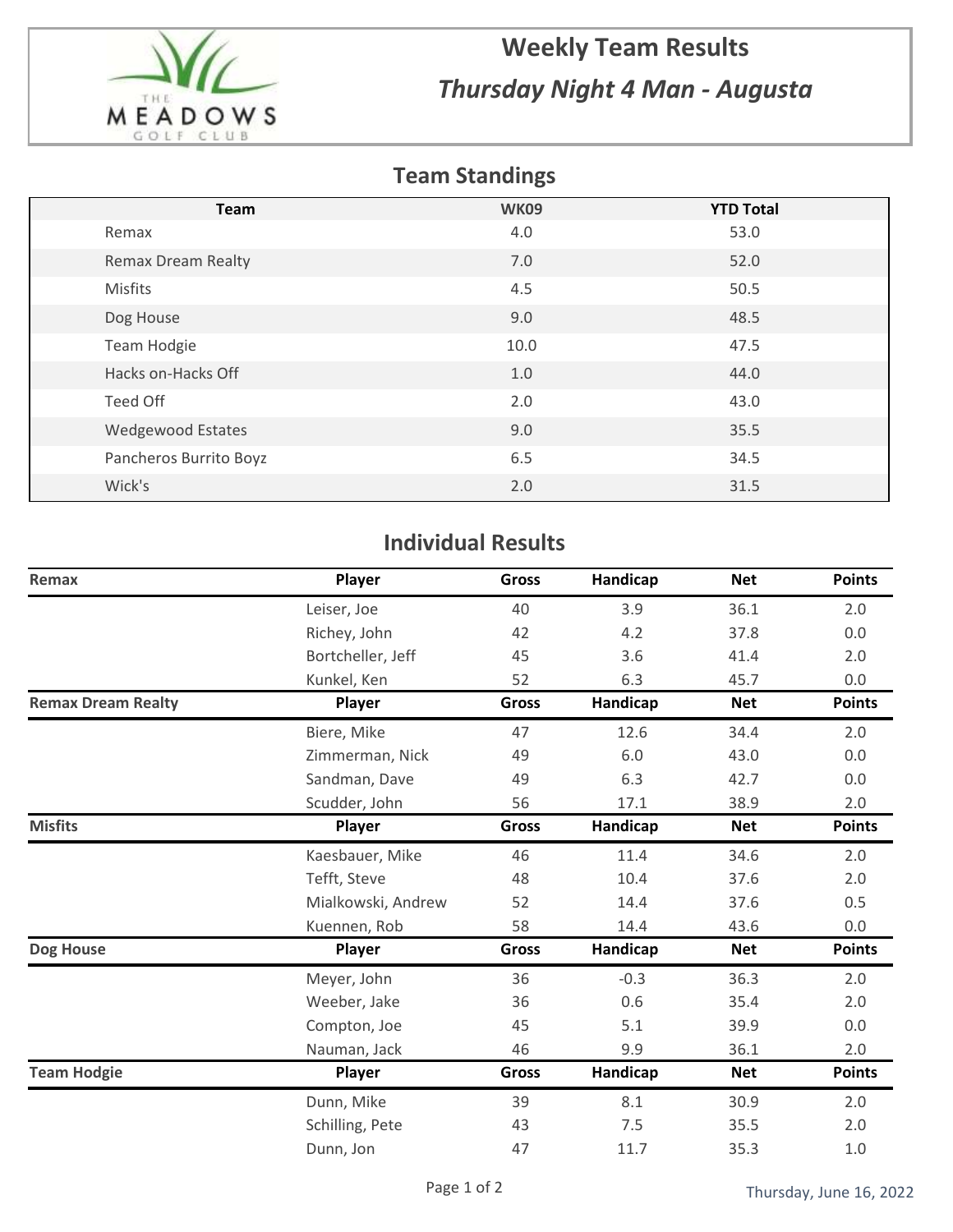# Weekly Team Results

## *Thursday Night 4 Man - Augusta*

## Team Standings

| Team | WK09 | YTD Total |
|---|---|---|
| Remax | 4.0 | 53.0 |
| Remax Dream Realty | 7.0 | 52.0 |
| Misfits | 4.5 | 50.5 |
| Dog House | 9.0 | 48.5 |
| Team Hodgie | 10.0 | 47.5 |
| Hacks on-Hacks Off | 1.0 | 44.0 |
| Teed Off | 2.0 | 43.0 |
| Wedgewood Estates | 9.0 | 35.5 |
| Pancheros Burrito Boyz | 6.5 | 34.5 |
| Wick's | 2.0 | 31.5 |

## Individual Results

| Remax | Player | Gross | Handicap | Net | Points |
|---|---|---|---|---|---|
| | Leiser, Joe | 40 | 3.9 | 36.1 | 2.0 |
| | Richey, John | 42 | 4.2 | 37.8 | 0.0 |
| | Bortcheller, Jeff | 45 | 3.6 | 41.4 | 2.0 |
| | Kunkel, Ken | 52 | 6.3 | 45.7 | 0.0 |

| Remax Dream Realty | Player | Gross | Handicap | Net | Points |
|---|---|---|---|---|---|
| | Biere, Mike | 47 | 12.6 | 34.4 | 2.0 |
| | Zimmerman, Nick | 49 | 6.0 | 43.0 | 0.0 |
| | Sandman, Dave | 49 | 6.3 | 42.7 | 0.0 |
| | Scudder, John | 56 | 17.1 | 38.9 | 2.0 |

| Misfits | Player | Gross | Handicap | Net | Points |
|---|---|---|---|---|---|
| | Kaesbauer, Mike | 46 | 11.4 | 34.6 | 2.0 |
| | Tefft, Steve | 48 | 10.4 | 37.6 | 2.0 |
| | Mialkowski, Andrew | 52 | 14.4 | 37.6 | 0.5 |
| | Kuennen, Rob | 58 | 14.4 | 43.6 | 0.0 |

| Dog House | Player | Gross | Handicap | Net | Points |
|---|---|---|---|---|---|
| | Meyer, John | 36 | -0.3 | 36.3 | 2.0 |
| | Weeber, Jake | 36 | 0.6 | 35.4 | 2.0 |
| | Compton, Joe | 45 | 5.1 | 39.9 | 0.0 |
| | Nauman, Jack | 46 | 9.9 | 36.1 | 2.0 |

| Team Hodgie | Player | Gross | Handicap | Net | Points |
|---|---|---|---|---|---|
| | Dunn, Mike | 39 | 8.1 | 30.9 | 2.0 |
| | Schilling, Pete | 43 | 7.5 | 35.5 | 2.0 |
| | Dunn, Jon | 47 | 11.7 | 35.3 | 1.0 |

Thursday, June 16, 2022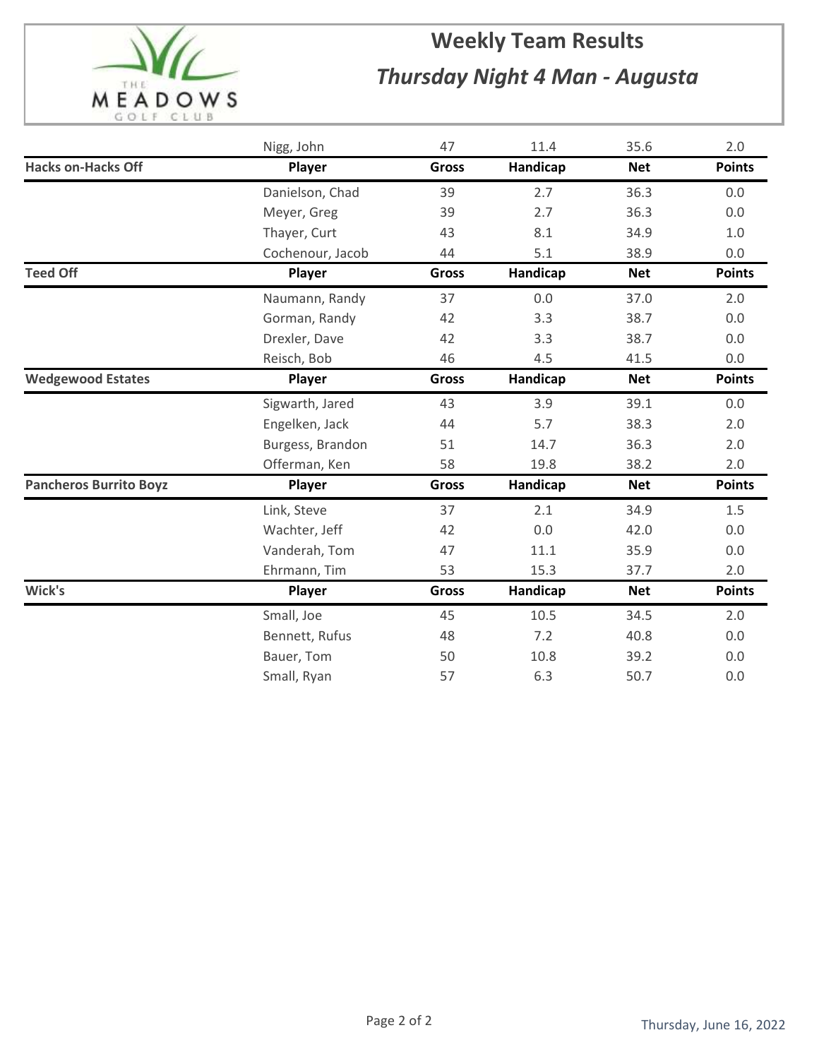# Weekly Team Results

## *Thursday Night 4 Man - Augusta*

| | Player | Gross | Handicap | Net | Points |
|---|---|---|---|---|---|
| | Nigg, John | 47 | 11.4 | 35.6 | 2.0 |
| **Hacks on-Hacks Off** | **Player** | **Gross** | **Handicap** | **Net** | **Points** |
| | Danielson, Chad | 39 | 2.7 | 36.3 | 0.0 |
| | Meyer, Greg | 39 | 2.7 | 36.3 | 0.0 |
| | Thayer, Curt | 43 | 8.1 | 34.9 | 1.0 |
| | Cochenour, Jacob | 44 | 5.1 | 38.9 | 0.0 |
| **Teed Off** | **Player** | **Gross** | **Handicap** | **Net** | **Points** |
| | Naumann, Randy | 37 | 0.0 | 37.0 | 2.0 |
| | Gorman, Randy | 42 | 3.3 | 38.7 | 0.0 |
| | Drexler, Dave | 42 | 3.3 | 38.7 | 0.0 |
| | Reisch, Bob | 46 | 4.5 | 41.5 | 0.0 |
| **Wedgewood Estates** | **Player** | **Gross** | **Handicap** | **Net** | **Points** |
| | Sigwarth, Jared | 43 | 3.9 | 39.1 | 0.0 |
| | Engelken, Jack | 44 | 5.7 | 38.3 | 2.0 |
| | Burgess, Brandon | 51 | 14.7 | 36.3 | 2.0 |
| | Offerman, Ken | 58 | 19.8 | 38.2 | 2.0 |
| **Pancheros Burrito Boyz** | **Player** | **Gross** | **Handicap** | **Net** | **Points** |
| | Link, Steve | 37 | 2.1 | 34.9 | 1.5 |
| | Wachter, Jeff | 42 | 0.0 | 42.0 | 0.0 |
| | Vanderah, Tom | 47 | 11.1 | 35.9 | 0.0 |
| | Ehrmann, Tim | 53 | 15.3 | 37.7 | 2.0 |
| **Wick's** | **Player** | **Gross** | **Handicap** | **Net** | **Points** |
| | Small, Joe | 45 | 10.5 | 34.5 | 2.0 |
| | Bennett, Rufus | 48 | 7.2 | 40.8 | 0.0 |
| | Bauer, Tom | 50 | 10.8 | 39.2 | 0.0 |
| | Small, Ryan | 57 | 6.3 | 50.7 | 0.0 |

Thursday, June 16, 2022